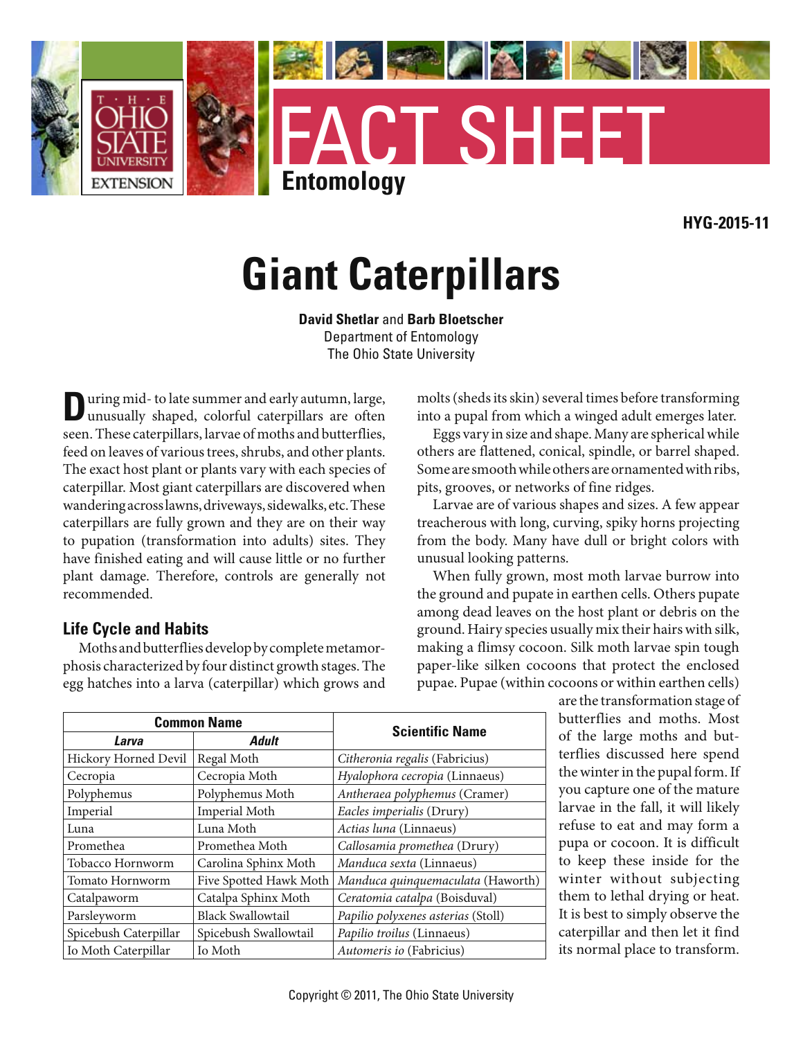The Ohio State University Extension

# FACT SHEET

## Entomology

HYG-2015-11

# Giant Caterpillars

**David Shetlar** and **Barb Bloetscher**
Department of Entomology
The Ohio State University

During mid- to late summer and early autumn, large, unusually shaped, colorful caterpillars are often seen. These caterpillars, larvae of moths and butterflies, feed on leaves of various trees, shrubs, and other plants. The exact host plant or plants vary with each species of caterpillar. Most giant caterpillars are discovered when wandering across lawns, driveways, sidewalks, etc. These caterpillars are fully grown and they are on their way to pupation (transformation into adults) sites. They have finished eating and will cause little or no further plant damage. Therefore, controls are generally not recommended.

## Life Cycle and Habits

Moths and butterflies develop by complete metamorphosis characterized by four distinct growth stages. The egg hatches into a larva (caterpillar) which grows and molts (sheds its skin) several times before transforming into a pupal from which a winged adult emerges later.

Eggs vary in size and shape. Many are spherical while others are flattened, conical, spindle, or barrel shaped. Some are smooth while others are ornamented with ribs, pits, grooves, or networks of fine ridges.

Larvae are of various shapes and sizes. A few appear treacherous with long, curving, spiky horns projecting from the body. Many have dull or bright colors with unusual looking patterns.

When fully grown, most moth larvae burrow into the ground and pupate in earthen cells. Others pupate among dead leaves on the host plant or debris on the ground. Hairy species usually mix their hairs with silk, making a flimsy cocoon. Silk moth larvae spin tough paper-like silken cocoons that protect the enclosed pupae. Pupae (within cocoons or within earthen cells) are the transformation stage of butterflies and moths. Most of the large moths and butterflies discussed here spend the winter in the pupal form. If you capture one of the mature larvae in the fall, it will likely refuse to eat and may form a pupa or cocoon. It is difficult to keep these inside for the winter without subjecting them to lethal drying or heat. It is best to simply observe the caterpillar and then let it find its normal place to transform.

| **Common Name** | | **Scientific Name** |
|---|---|---|
| ***Larva*** | ***Adult*** | |
| Hickory Horned Devil | Regal Moth | *Citheronia regalis* (Fabricius) |
| Cecropia | Cecropia Moth | *Hyalophora cecropia* (Linnaeus) |
| Polyphemus | Polyphemus Moth | *Antheraea polyphemus* (Cramer) |
| Imperial | Imperial Moth | *Eacles imperialis* (Drury) |
| Luna | Luna Moth | *Actias luna* (Linnaeus) |
| Promethea | Promethea Moth | *Callosamia promethea* (Drury) |
| Tobacco Hornworm | Carolina Sphinx Moth | *Manduca sexta* (Linnaeus) |
| Tomato Hornworm | Five Spotted Hawk Moth | *Manduca quinquemaculata* (Haworth) |
| Catalpaworm | Catalpa Sphinx Moth | *Ceratomia catalpa* (Boisduval) |
| Parsleyworm | Black Swallowtail | *Papilio polyxenes asterias* (Stoll) |
| Spicebush Caterpillar | Spicebush Swallowtail | *Papilio troilus* (Linnaeus) |
| Io Moth Caterpillar | Io Moth | *Automeris io* (Fabricius) |

Copyright © 2011, The Ohio State University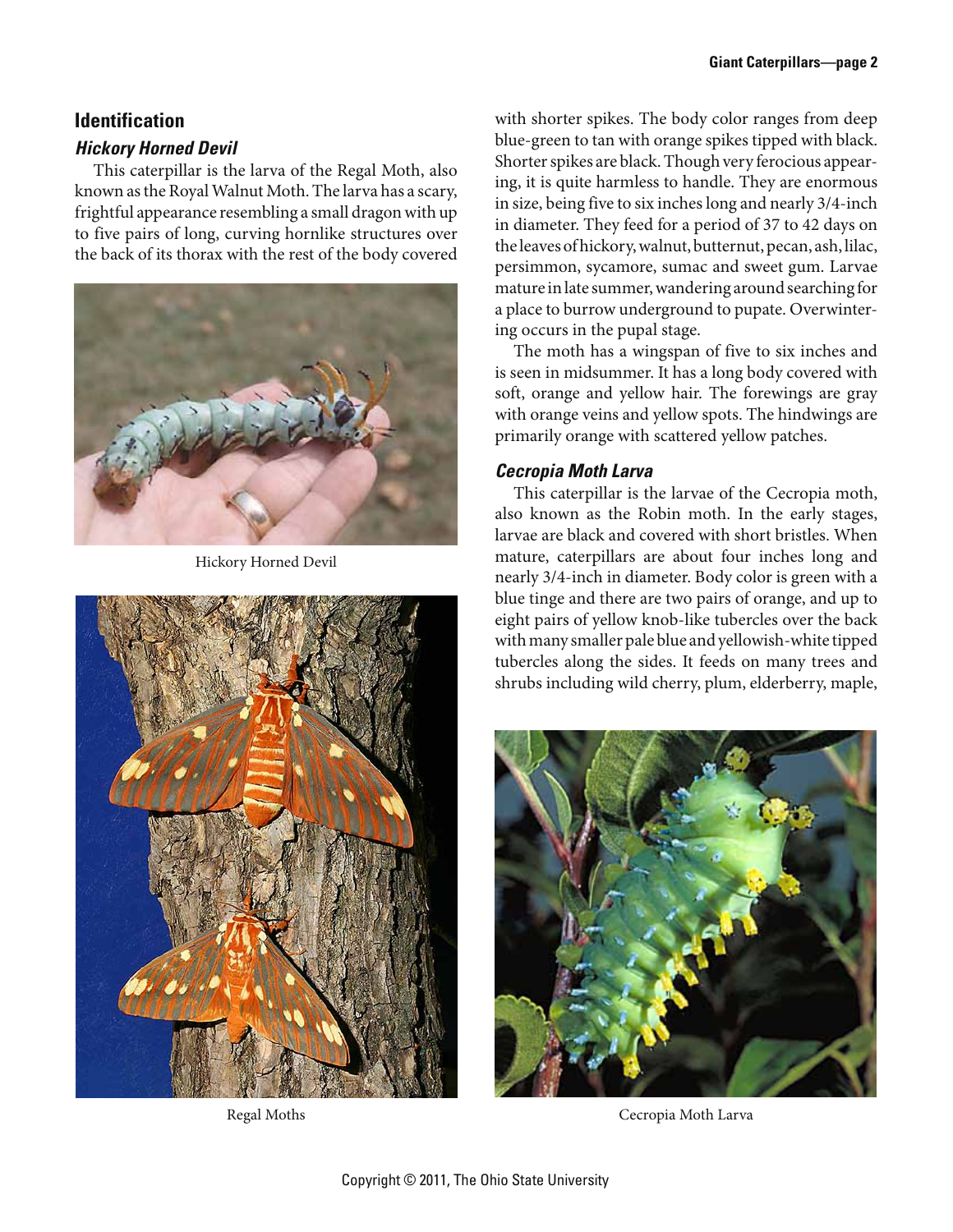## Identification

### *Hickory Horned Devil*

This caterpillar is the larva of the Regal Moth, also known as the Royal Walnut Moth. The larva has a scary, frightful appearance resembling a small dragon with up to five pairs of long, curving hornlike structures over the back of its thorax with the rest of the body covered with shorter spikes. The body color ranges from deep blue-green to tan with orange spikes tipped with black. Shorter spikes are black. Though very ferocious appearing, it is quite harmless to handle. They are enormous in size, being five to six inches long and nearly 3/4-inch in diameter. They feed for a period of 37 to 42 days on the leaves of hickory, walnut, butternut, pecan, ash, lilac, persimmon, sycamore, sumac and sweet gum. Larvae mature in late summer, wandering around searching for a place to burrow underground to pupate. Overwintering occurs in the pupal stage.

Hickory Horned Devil

Regal Moths

The moth has a wingspan of five to six inches and is seen in midsummer. It has a long body covered with soft, orange and yellow hair. The forewings are gray with orange veins and yellow spots. The hindwings are primarily orange with scattered yellow patches.

### *Cecropia Moth Larva*

This caterpillar is the larvae of the Cecropia moth, also known as the Robin moth. In the early stages, larvae are black and covered with short bristles. When mature, caterpillars are about four inches long and nearly 3/4-inch in diameter. Body color is green with a blue tinge and there are two pairs of orange, and up to eight pairs of yellow knob-like tubercles over the back with many smaller pale blue and yellowish-white tipped tubercles along the sides. It feeds on many trees and shrubs including wild cherry, plum, elderberry, maple,

Cecropia Moth Larva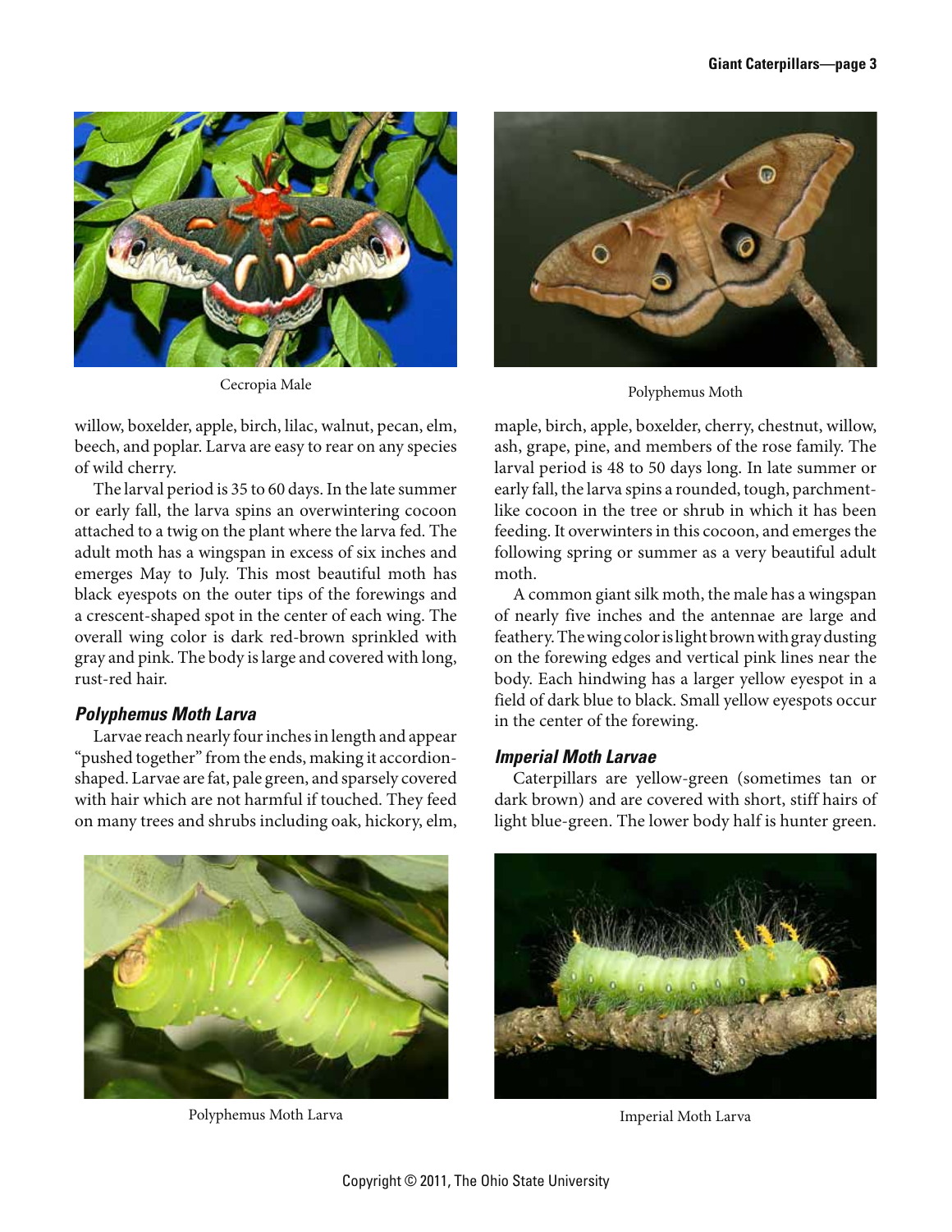Cecropia Male

willow, boxelder, apple, birch, lilac, walnut, pecan, elm, beech, and poplar. Larva are easy to rear on any species of wild cherry.

The larval period is 35 to 60 days. In the late summer or early fall, the larva spins an overwintering cocoon attached to a twig on the plant where the larva fed. The adult moth has a wingspan in excess of six inches and emerges May to July. This most beautiful moth has black eyespots on the outer tips of the forewings and a crescent-shaped spot in the center of each wing. The overall wing color is dark red-brown sprinkled with gray and pink. The body is large and covered with long, rust-red hair.

### *Polyphemus Moth Larva*

Larvae reach nearly four inches in length and appear "pushed together" from the ends, making it accordion-shaped. Larvae are fat, pale green, and sparsely covered with hair which are not harmful if touched. They feed on many trees and shrubs including oak, hickory, elm, maple, birch, apple, boxelder, cherry, chestnut, willow, ash, grape, pine, and members of the rose family. The larval period is 48 to 50 days long. In late summer or early fall, the larva spins a rounded, tough, parchment-like cocoon in the tree or shrub in which it has been feeding. It overwinters in this cocoon, and emerges the following spring or summer as a very beautiful adult moth.

Polyphemus Moth

A common giant silk moth, the male has a wingspan of nearly five inches and the antennae are large and feathery. The wing color is light brown with gray dusting on the forewing edges and vertical pink lines near the body. Each hindwing has a larger yellow eyespot in a field of dark blue to black. Small yellow eyespots occur in the center of the forewing.

### *Imperial Moth Larvae*

Caterpillars are yellow-green (sometimes tan or dark brown) and are covered with short, stiff hairs of light blue-green. The lower body half is hunter green.

Polyphemus Moth Larva

Imperial Moth Larva

Copyright © 2011, The Ohio State University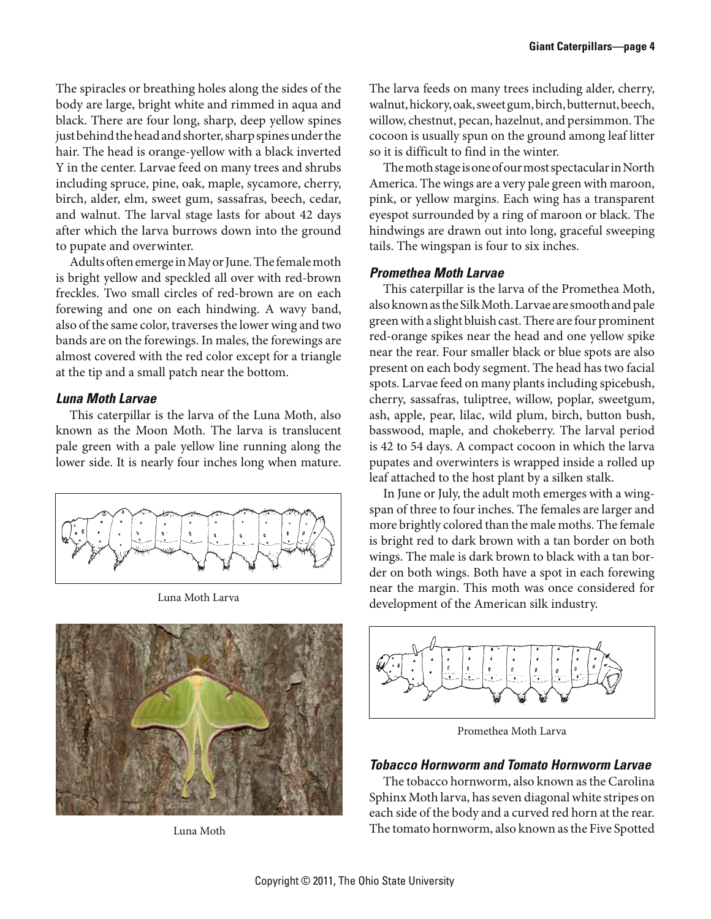The spiracles or breathing holes along the sides of the body are large, bright white and rimmed in aqua and black. There are four long, sharp, deep yellow spines just behind the head and shorter, sharp spines under the hair. The head is orange-yellow with a black inverted Y in the center. Larvae feed on many trees and shrubs including spruce, pine, oak, maple, sycamore, cherry, birch, alder, elm, sweet gum, sassafras, beech, cedar, and walnut. The larval stage lasts for about 42 days after which the larva burrows down into the ground to pupate and overwinter.

Adults often emerge in May or June. The female moth is bright yellow and speckled all over with red-brown freckles. Two small circles of red-brown are on each forewing and one on each hindwing. A wavy band, also of the same color, traverses the lower wing and two bands are on the forewings. In males, the forewings are almost covered with the red color except for a triangle at the tip and a small patch near the bottom.

### *Luna Moth Larvae*

This caterpillar is the larva of the Luna Moth, also known as the Moon Moth. The larva is translucent pale green with a pale yellow line running along the lower side. It is nearly four inches long when mature.

Luna Moth Larva

Luna Moth

The larva feeds on many trees including alder, cherry, walnut, hickory, oak, sweet gum, birch, butternut, beech, willow, chestnut, pecan, hazelnut, and persimmon. The cocoon is usually spun on the ground among leaf litter so it is difficult to find in the winter.

The moth stage is one of our most spectacular in North America. The wings are a very pale green with maroon, pink, or yellow margins. Each wing has a transparent eyespot surrounded by a ring of maroon or black. The hindwings are drawn out into long, graceful sweeping tails. The wingspan is four to six inches.

### *Promethea Moth Larvae*

This caterpillar is the larva of the Promethea Moth, also known as the Silk Moth. Larvae are smooth and pale green with a slight bluish cast. There are four prominent red-orange spikes near the head and one yellow spike near the rear. Four smaller black or blue spots are also present on each body segment. The head has two facial spots. Larvae feed on many plants including spicebush, cherry, sassafras, tuliptree, willow, poplar, sweetgum, ash, apple, pear, lilac, wild plum, birch, button bush, basswood, maple, and chokeberry. The larval period is 42 to 54 days. A compact cocoon in which the larva pupates and overwinters is wrapped inside a rolled up leaf attached to the host plant by a silken stalk.

In June or July, the adult moth emerges with a wingspan of three to four inches. The females are larger and more brightly colored than the male moths. The female is bright red to dark brown with a tan border on both wings. The male is dark brown to black with a tan border on both wings. Both have a spot in each forewing near the margin. This moth was once considered for development of the American silk industry.

Promethea Moth Larva

### *Tobacco Hornworm and Tomato Hornworm Larvae*

The tobacco hornworm, also known as the Carolina Sphinx Moth larva, has seven diagonal white stripes on each side of the body and a curved red horn at the rear. The tomato hornworm, also known as the Five Spotted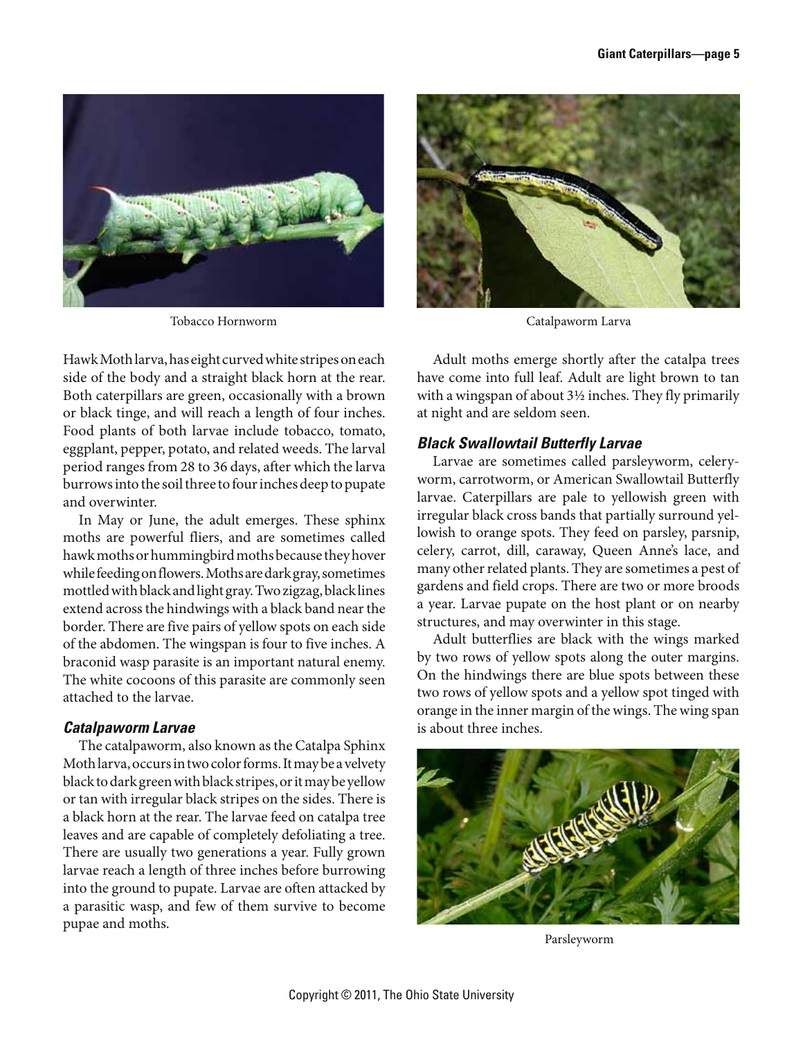Tobacco Hornworm

Catalpaworm Larva

Hawk Moth larva, has eight curved white stripes on each side of the body and a straight black horn at the rear. Both caterpillars are green, occasionally with a brown or black tinge, and will reach a length of four inches. Food plants of both larvae include tobacco, tomato, eggplant, pepper, potato, and related weeds. The larval period ranges from 28 to 36 days, after which the larva burrows into the soil three to four inches deep to pupate and overwinter.

In May or June, the adult emerges. These sphinx moths are powerful fliers, and are sometimes called hawk moths or hummingbird moths because they hover while feeding on flowers. Moths are dark gray, sometimes mottled with black and light gray. Two zigzag, black lines extend across the hindwings with a black band near the border. There are five pairs of yellow spots on each side of the abdomen. The wingspan is four to five inches. A braconid wasp parasite is an important natural enemy. The white cocoons of this parasite are commonly seen attached to the larvae.

### *Catalpaworm Larvae*

The catalpaworm, also known as the Catalpa Sphinx Moth larva, occurs in two color forms. It may be a velvety black to dark green with black stripes, or it may be yellow or tan with irregular black stripes on the sides. There is a black horn at the rear. The larvae feed on catalpa tree leaves and are capable of completely defoliating a tree. There are usually two generations a year. Fully grown larvae reach a length of three inches before burrowing into the ground to pupate. Larvae are often attacked by a parasitic wasp, and few of them survive to become pupae and moths.

Adult moths emerge shortly after the catalpa trees have come into full leaf. Adult are light brown to tan with a wingspan of about 3½ inches. They fly primarily at night and are seldom seen.

### *Black Swallowtail Butterfly Larvae*

Larvae are sometimes called parsleyworm, celeryworm, carrotworm, or American Swallowtail Butterfly larvae. Caterpillars are pale to yellowish green with irregular black cross bands that partially surround yellowish to orange spots. They feed on parsley, parsnip, celery, carrot, dill, caraway, Queen Anne's lace, and many other related plants. They are sometimes a pest of gardens and field crops. There are two or more broods a year. Larvae pupate on the host plant or on nearby structures, and may overwinter in this stage.

Adult butterflies are black with the wings marked by two rows of yellow spots along the outer margins. On the hindwings there are blue spots between these two rows of yellow spots and a yellow spot tinged with orange in the inner margin of the wings. The wing span is about three inches.

Parsleyworm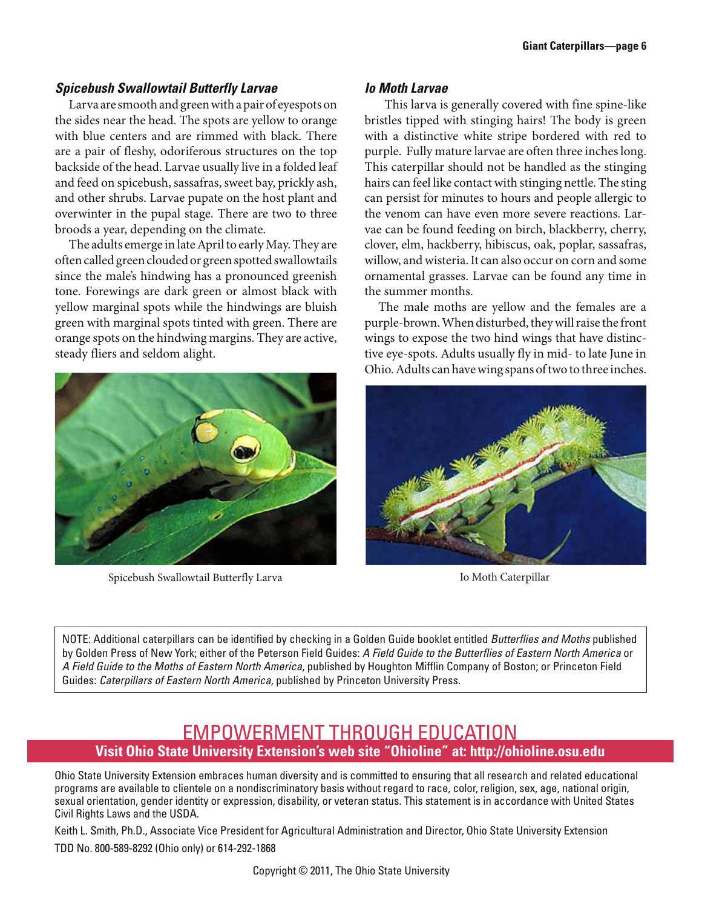### *Spicebush Swallowtail Butterfly Larvae*

Larva are smooth and green with a pair of eyespots on the sides near the head. The spots are yellow to orange with blue centers and are rimmed with black. There are a pair of fleshy, odoriferous structures on the top backside of the head. Larvae usually live in a folded leaf and feed on spicebush, sassafras, sweet bay, prickly ash, and other shrubs. Larvae pupate on the host plant and overwinter in the pupal stage. There are two to three broods a year, depending on the climate.

The adults emerge in late April to early May. They are often called green clouded or green spotted swallowtails since the male's hindwing has a pronounced greenish tone. Forewings are dark green or almost black with yellow marginal spots while the hindwings are bluish green with marginal spots tinted with green. There are orange spots on the hindwing margins. They are active, steady fliers and seldom alight.

Spicebush Swallowtail Butterfly Larva

### *Io Moth Larvae*

This larva is generally covered with fine spine-like bristles tipped with stinging hairs! The body is green with a distinctive white stripe bordered with red to purple. Fully mature larvae are often three inches long. This caterpillar should not be handled as the stinging hairs can feel like contact with stinging nettle. The sting can persist for minutes to hours and people allergic to the venom can have even more severe reactions. Larvae can be found feeding on birch, blackberry, cherry, clover, elm, hackberry, hibiscus, oak, poplar, sassafras, willow, and wisteria. It can also occur on corn and some ornamental grasses. Larvae can be found any time in the summer months.

The male moths are yellow and the females are a purple-brown. When disturbed, they will raise the front wings to expose the two hind wings that have distinctive eye-spots. Adults usually fly in mid- to late June in Ohio. Adults can have wing spans of two to three inches.

Io Moth Caterpillar

NOTE: Additional caterpillars can be identified by checking in a Golden Guide booklet entitled *Butterflies and Moths* published by Golden Press of New York; either of the Peterson Field Guides: *A Field Guide to the Butterflies of Eastern North America* or *A Field Guide to the Moths of Eastern North America*, published by Houghton Mifflin Company of Boston; or Princeton Field Guides: *Caterpillars of Eastern North America*, published by Princeton University Press.

## EMPOWERMENT THROUGH EDUCATION

**Visit Ohio State University Extension's web site "Ohioline" at: http://ohioline.osu.edu**

Ohio State University Extension embraces human diversity and is committed to ensuring that all research and related educational programs are available to clientele on a nondiscriminatory basis without regard to race, color, religion, sex, age, national origin, sexual orientation, gender identity or expression, disability, or veteran status. This statement is in accordance with United States Civil Rights Laws and the USDA.

Keith L. Smith, Ph.D., Associate Vice President for Agricultural Administration and Director, Ohio State University Extension

TDD No. 800-589-8292 (Ohio only) or 614-292-1868

Copyright © 2011, The Ohio State University